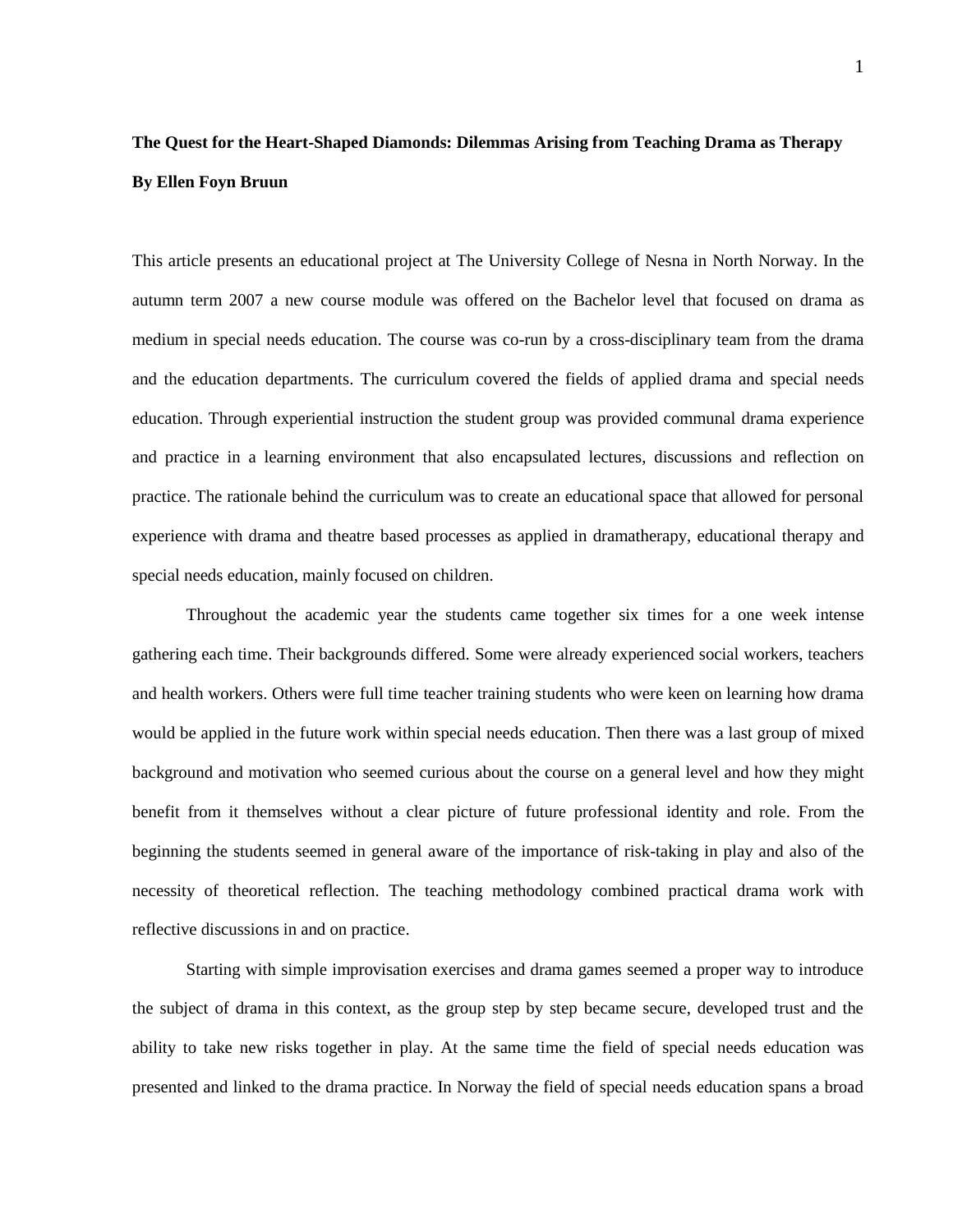# The Quest for the Heart-Shaped Diamonds: Dilemmas Arising from Teaching Drama as Therapy

**By Ellen Foyn Bruun**

This article presents an educational project at The University College of Nesna in North Norway. In the autumn term 2007 a new course module was offered on the Bachelor level that focused on drama as medium in special needs education. The course was co-run by a cross-disciplinary team from the drama and the education departments. The curriculum covered the fields of applied drama and special needs education. Through experiential instruction the student group was provided communal drama experience and practice in a learning environment that also encapsulated lectures, discussions and reflection on practice. The rationale behind the curriculum was to create an educational space that allowed for personal experience with drama and theatre based processes as applied in dramatherapy, educational therapy and special needs education, mainly focused on children.

Throughout the academic year the students came together six times for a one week intense gathering each time. Their backgrounds differed. Some were already experienced social workers, teachers and health workers. Others were full time teacher training students who were keen on learning how drama would be applied in the future work within special needs education. Then there was a last group of mixed background and motivation who seemed curious about the course on a general level and how they might benefit from it themselves without a clear picture of future professional identity and role. From the beginning the students seemed in general aware of the importance of risk-taking in play and also of the necessity of theoretical reflection. The teaching methodology combined practical drama work with reflective discussions in and on practice.

Starting with simple improvisation exercises and drama games seemed a proper way to introduce the subject of drama in this context, as the group step by step became secure, developed trust and the ability to take new risks together in play. At the same time the field of special needs education was presented and linked to the drama practice. In Norway the field of special needs education spans a broad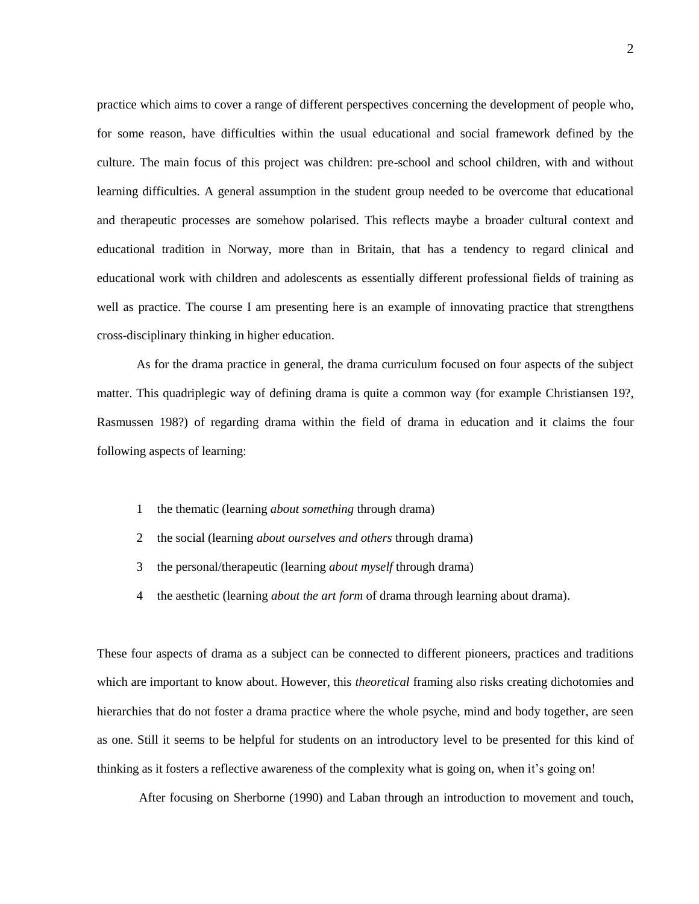practice which aims to cover a range of different perspectives concerning the development of people who, for some reason, have difficulties within the usual educational and social framework defined by the culture. The main focus of this project was children: pre-school and school children, with and without learning difficulties. A general assumption in the student group needed to be overcome that educational and therapeutic processes are somehow polarised. This reflects maybe a broader cultural context and educational tradition in Norway, more than in Britain, that has a tendency to regard clinical and educational work with children and adolescents as essentially different professional fields of training as well as practice. The course I am presenting here is an example of innovating practice that strengthens cross-disciplinary thinking in higher education.

As for the drama practice in general, the drama curriculum focused on four aspects of the subject matter. This quadriplegic way of defining drama is quite a common way (for example Christiansen 19?, Rasmussen 198?) of regarding drama within the field of drama in education and it claims the four following aspects of learning:

1. the thematic (learning *about something* through drama)
2. the social (learning *about ourselves and others* through drama)
3. the personal/therapeutic (learning *about myself* through drama)
4. the aesthetic (learning *about the art form* of drama through learning about drama).

These four aspects of drama as a subject can be connected to different pioneers, practices and traditions which are important to know about. However, this *theoretical* framing also risks creating dichotomies and hierarchies that do not foster a drama practice where the whole psyche, mind and body together, are seen as one. Still it seems to be helpful for students on an introductory level to be presented for this kind of thinking as it fosters a reflective awareness of the complexity what is going on, when it's going on!

After focusing on Sherborne (1990) and Laban through an introduction to movement and touch,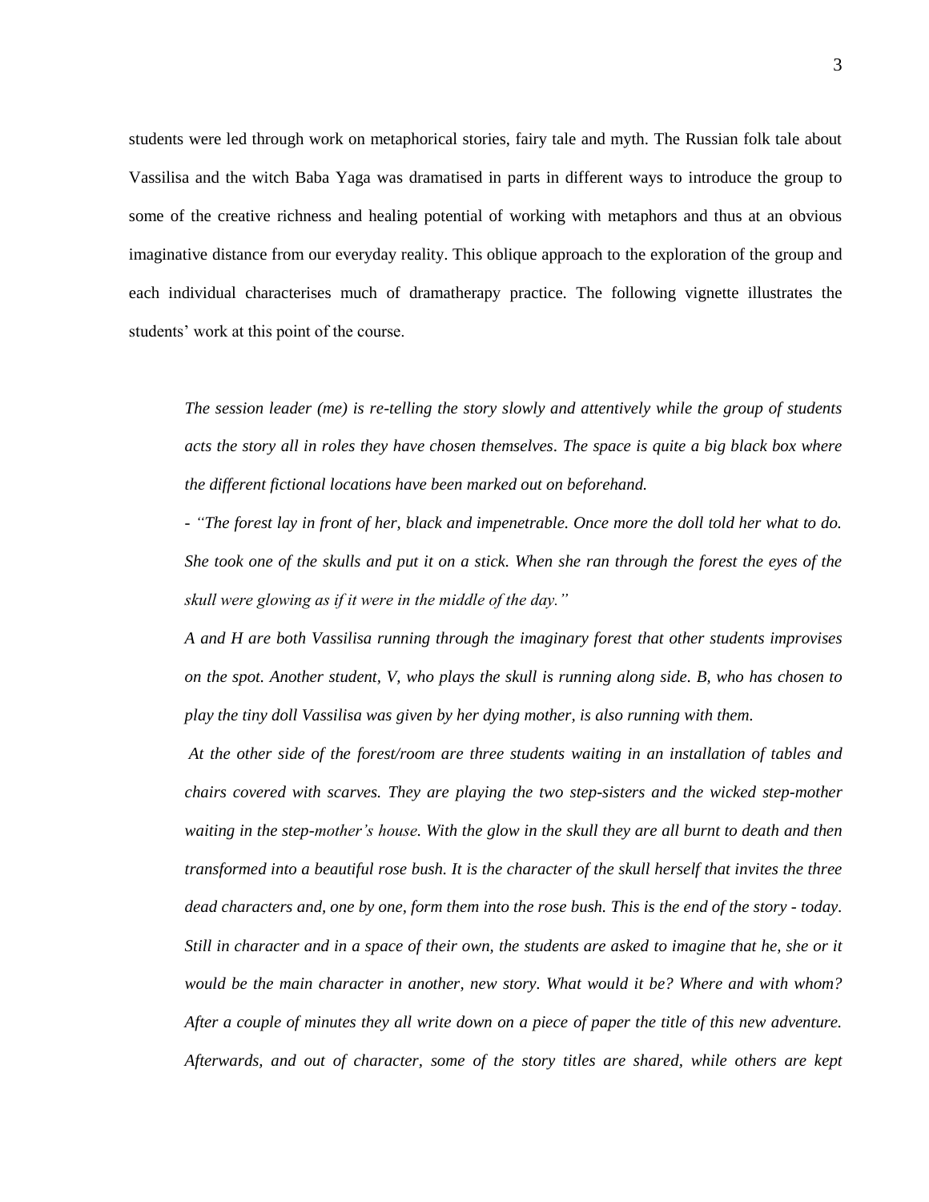students were led through work on metaphorical stories, fairy tale and myth. The Russian folk tale about Vassilisa and the witch Baba Yaga was dramatised in parts in different ways to introduce the group to some of the creative richness and healing potential of working with metaphors and thus at an obvious imaginative distance from our everyday reality. This oblique approach to the exploration of the group and each individual characterises much of dramatherapy practice. The following vignette illustrates the students' work at this point of the course.

> *The session leader (me) is re-telling the story slowly and attentively while the group of students acts the story all in roles they have chosen themselves. The space is quite a big black box where the different fictional locations have been marked out on beforehand.*
>
> *- "The forest lay in front of her, black and impenetrable. Once more the doll told her what to do. She took one of the skulls and put it on a stick. When she ran through the forest the eyes of the skull were glowing as if it were in the middle of the day."*
>
> *A and H are both Vassilisa running through the imaginary forest that other students improvises on the spot. Another student, V, who plays the skull is running along side. B, who has chosen to play the tiny doll Vassilisa was given by her dying mother, is also running with them.*
>
> *At the other side of the forest/room are three students waiting in an installation of tables and chairs covered with scarves. They are playing the two step-sisters and the wicked step-mother waiting in the step-mother's house. With the glow in the skull they are all burnt to death and then transformed into a beautiful rose bush. It is the character of the skull herself that invites the three dead characters and, one by one, form them into the rose bush. This is the end of the story - today. Still in character and in a space of their own, the students are asked to imagine that he, she or it would be the main character in another, new story. What would it be? Where and with whom? After a couple of minutes they all write down on a piece of paper the title of this new adventure. Afterwards, and out of character, some of the story titles are shared, while others are kept*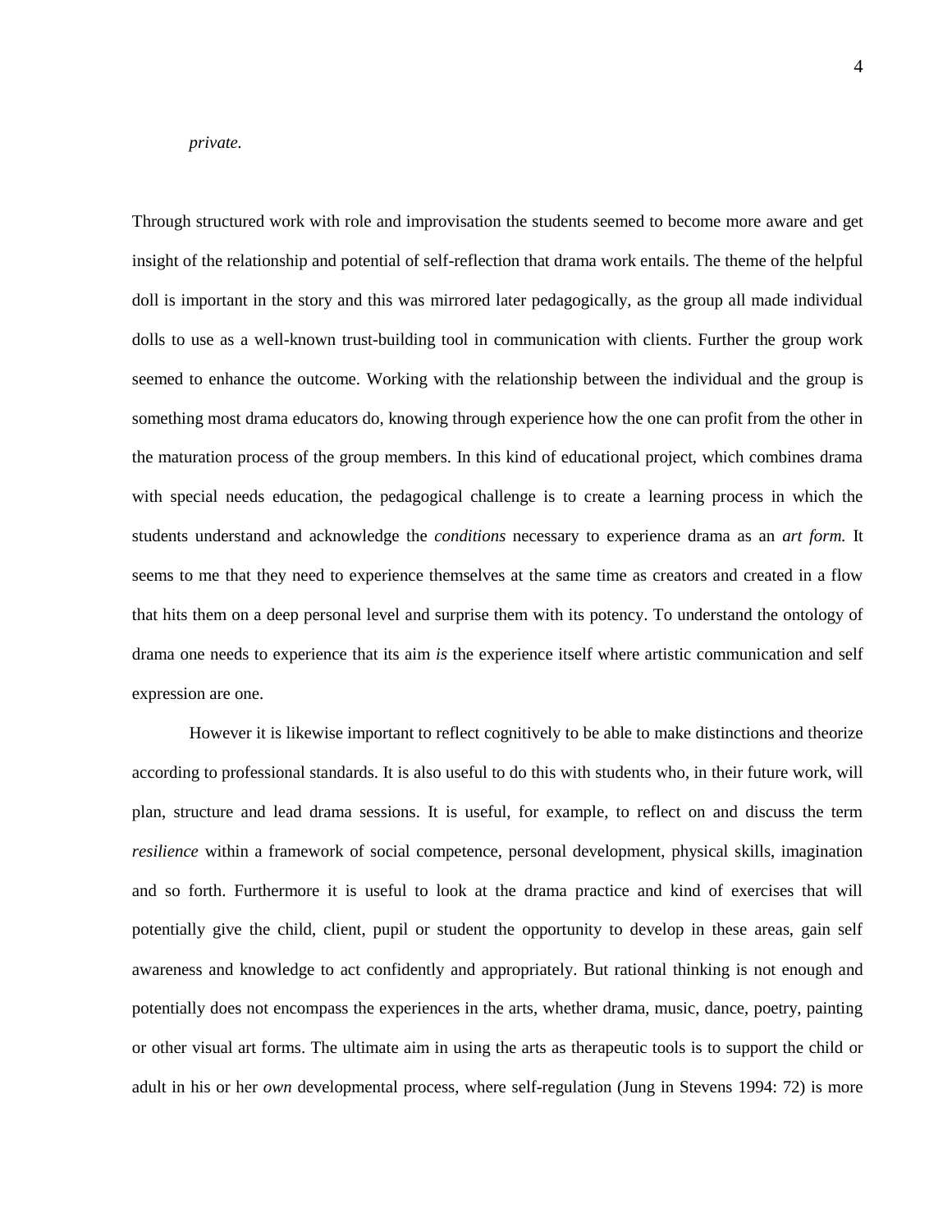*private.*

Through structured work with role and improvisation the students seemed to become more aware and get insight of the relationship and potential of self-reflection that drama work entails. The theme of the helpful doll is important in the story and this was mirrored later pedagogically, as the group all made individual dolls to use as a well-known trust-building tool in communication with clients. Further the group work seemed to enhance the outcome. Working with the relationship between the individual and the group is something most drama educators do, knowing through experience how the one can profit from the other in the maturation process of the group members. In this kind of educational project, which combines drama with special needs education, the pedagogical challenge is to create a learning process in which the students understand and acknowledge the *conditions* necessary to experience drama as an *art form.* It seems to me that they need to experience themselves at the same time as creators and created in a flow that hits them on a deep personal level and surprise them with its potency. To understand the ontology of drama one needs to experience that its aim *is* the experience itself where artistic communication and self expression are one.

However it is likewise important to reflect cognitively to be able to make distinctions and theorize according to professional standards. It is also useful to do this with students who, in their future work, will plan, structure and lead drama sessions. It is useful, for example, to reflect on and discuss the term *resilience* within a framework of social competence, personal development, physical skills, imagination and so forth. Furthermore it is useful to look at the drama practice and kind of exercises that will potentially give the child, client, pupil or student the opportunity to develop in these areas, gain self awareness and knowledge to act confidently and appropriately. But rational thinking is not enough and potentially does not encompass the experiences in the arts, whether drama, music, dance, poetry, painting or other visual art forms. The ultimate aim in using the arts as therapeutic tools is to support the child or adult in his or her *own* developmental process, where self-regulation (Jung in Stevens 1994: 72) is more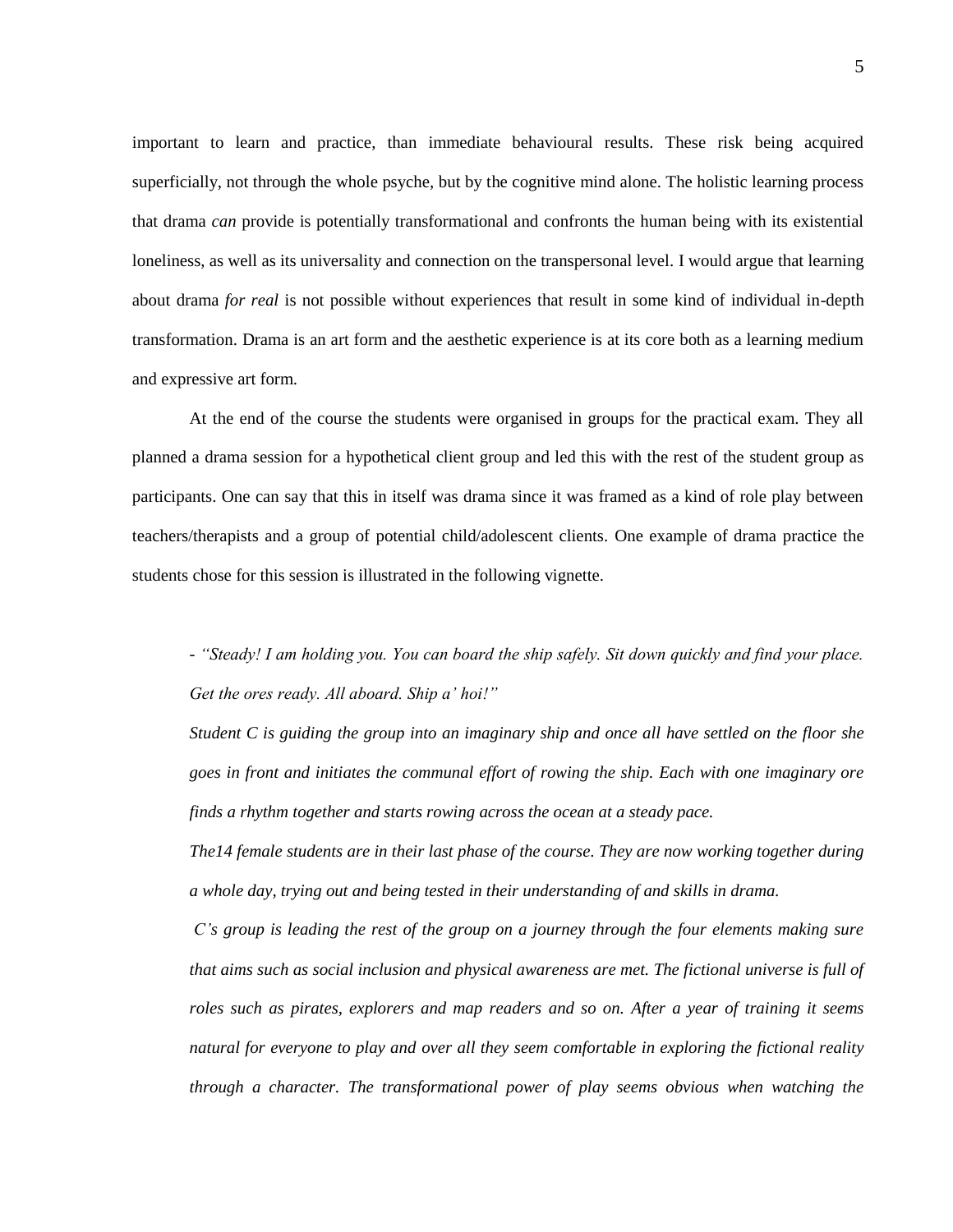important to learn and practice, than immediate behavioural results. These risk being acquired superficially, not through the whole psyche, but by the cognitive mind alone. The holistic learning process that drama *can* provide is potentially transformational and confronts the human being with its existential loneliness, as well as its universality and connection on the transpersonal level. I would argue that learning about drama *for real* is not possible without experiences that result in some kind of individual in-depth transformation. Drama is an art form and the aesthetic experience is at its core both as a learning medium and expressive art form.

At the end of the course the students were organised in groups for the practical exam. They all planned a drama session for a hypothetical client group and led this with the rest of the student group as participants. One can say that this in itself was drama since it was framed as a kind of role play between teachers/therapists and a group of potential child/adolescent clients. One example of drama practice the students chose for this session is illustrated in the following vignette.

> - *"Steady! I am holding you. You can board the ship safely. Sit down quickly and find your place. Get the ores ready. All aboard. Ship a' hoi!"*
>
> *Student C is guiding the group into an imaginary ship and once all have settled on the floor she goes in front and initiates the communal effort of rowing the ship. Each with one imaginary ore finds a rhythm together and starts rowing across the ocean at a steady pace.*
>
> *The14 female students are in their last phase of the course. They are now working together during a whole day, trying out and being tested in their understanding of and skills in drama.*
>
> *C's group is leading the rest of the group on a journey through the four elements making sure that aims such as social inclusion and physical awareness are met. The fictional universe is full of roles such as pirates, explorers and map readers and so on. After a year of training it seems natural for everyone to play and over all they seem comfortable in exploring the fictional reality through a character. The transformational power of play seems obvious when watching the*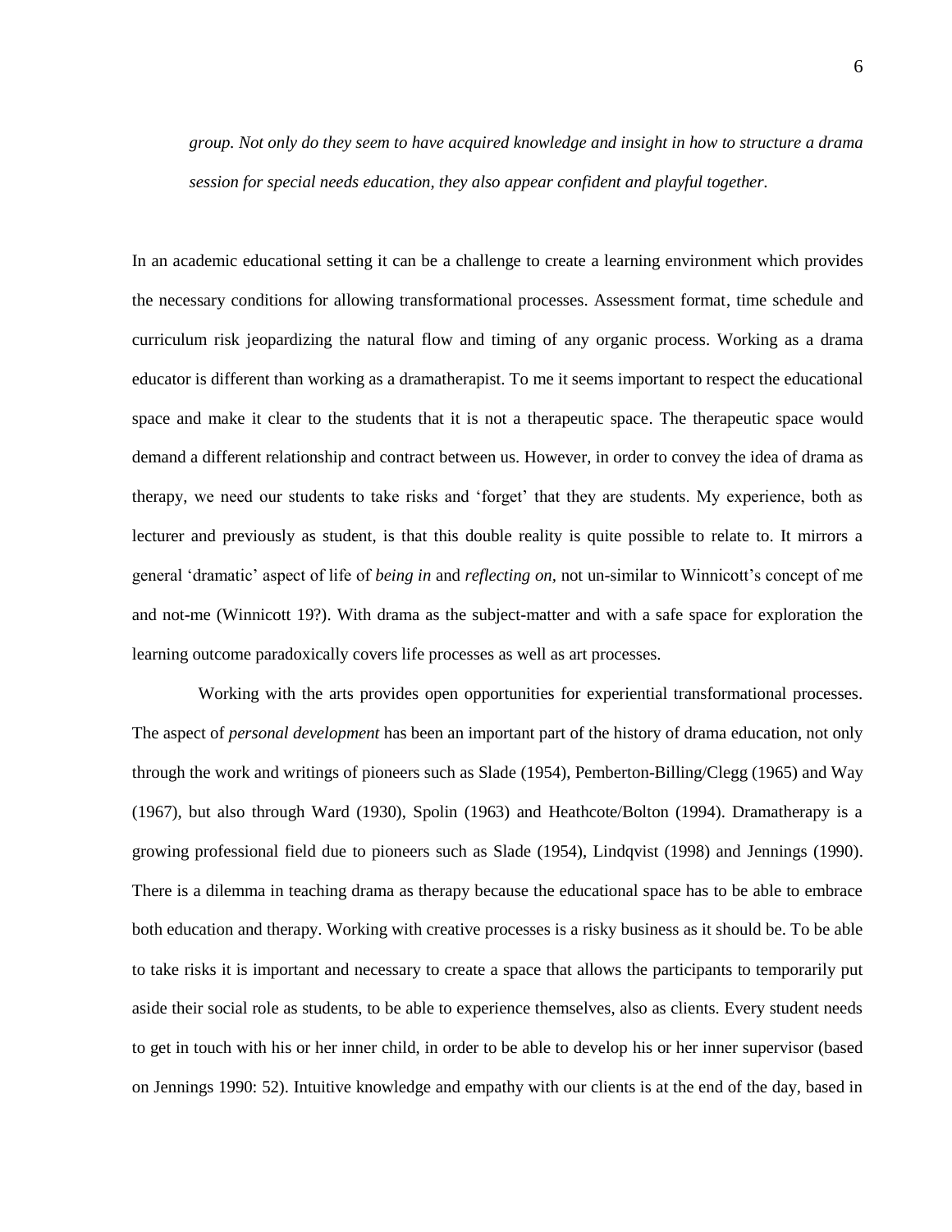*group. Not only do they seem to have acquired knowledge and insight in how to structure a drama session for special needs education, they also appear confident and playful together.*

In an academic educational setting it can be a challenge to create a learning environment which provides the necessary conditions for allowing transformational processes. Assessment format, time schedule and curriculum risk jeopardizing the natural flow and timing of any organic process. Working as a drama educator is different than working as a dramatherapist. To me it seems important to respect the educational space and make it clear to the students that it is not a therapeutic space. The therapeutic space would demand a different relationship and contract between us. However, in order to convey the idea of drama as therapy, we need our students to take risks and 'forget' that they are students. My experience, both as lecturer and previously as student, is that this double reality is quite possible to relate to. It mirrors a general 'dramatic' aspect of life of *being in* and *reflecting on*, not un-similar to Winnicott's concept of me and not-me (Winnicott 19?). With drama as the subject-matter and with a safe space for exploration the learning outcome paradoxically covers life processes as well as art processes.

Working with the arts provides open opportunities for experiential transformational processes. The aspect of *personal development* has been an important part of the history of drama education, not only through the work and writings of pioneers such as Slade (1954), Pemberton-Billing/Clegg (1965) and Way (1967), but also through Ward (1930), Spolin (1963) and Heathcote/Bolton (1994). Dramatherapy is a growing professional field due to pioneers such as Slade (1954), Lindqvist (1998) and Jennings (1990). There is a dilemma in teaching drama as therapy because the educational space has to be able to embrace both education and therapy. Working with creative processes is a risky business as it should be. To be able to take risks it is important and necessary to create a space that allows the participants to temporarily put aside their social role as students, to be able to experience themselves, also as clients. Every student needs to get in touch with his or her inner child, in order to be able to develop his or her inner supervisor (based on Jennings 1990: 52). Intuitive knowledge and empathy with our clients is at the end of the day, based in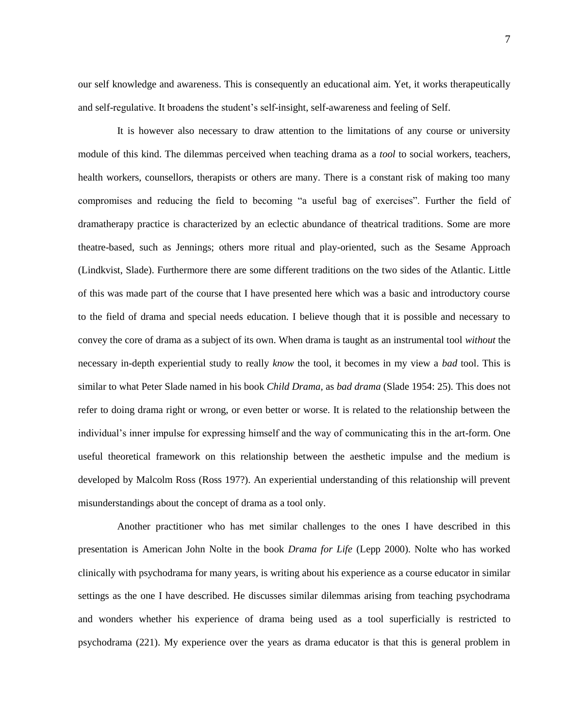our self knowledge and awareness. This is consequently an educational aim. Yet, it works therapeutically and self-regulative. It broadens the student's self-insight, self-awareness and feeling of Self.

It is however also necessary to draw attention to the limitations of any course or university module of this kind. The dilemmas perceived when teaching drama as a *tool* to social workers, teachers, health workers, counsellors, therapists or others are many. There is a constant risk of making too many compromises and reducing the field to becoming "a useful bag of exercises". Further the field of dramatherapy practice is characterized by an eclectic abundance of theatrical traditions. Some are more theatre-based, such as Jennings; others more ritual and play-oriented, such as the Sesame Approach (Lindkvist, Slade). Furthermore there are some different traditions on the two sides of the Atlantic. Little of this was made part of the course that I have presented here which was a basic and introductory course to the field of drama and special needs education. I believe though that it is possible and necessary to convey the core of drama as a subject of its own. When drama is taught as an instrumental tool *without* the necessary in-depth experiential study to really *know* the tool, it becomes in my view a *bad* tool. This is similar to what Peter Slade named in his book *Child Drama,* as *bad drama* (Slade 1954: 25). This does not refer to doing drama right or wrong, or even better or worse. It is related to the relationship between the individual's inner impulse for expressing himself and the way of communicating this in the art-form. One useful theoretical framework on this relationship between the aesthetic impulse and the medium is developed by Malcolm Ross (Ross 197?). An experiential understanding of this relationship will prevent misunderstandings about the concept of drama as a tool only.

Another practitioner who has met similar challenges to the ones I have described in this presentation is American John Nolte in the book *Drama for Life* (Lepp 2000). Nolte who has worked clinically with psychodrama for many years, is writing about his experience as a course educator in similar settings as the one I have described. He discusses similar dilemmas arising from teaching psychodrama and wonders whether his experience of drama being used as a tool superficially is restricted to psychodrama (221). My experience over the years as drama educator is that this is general problem in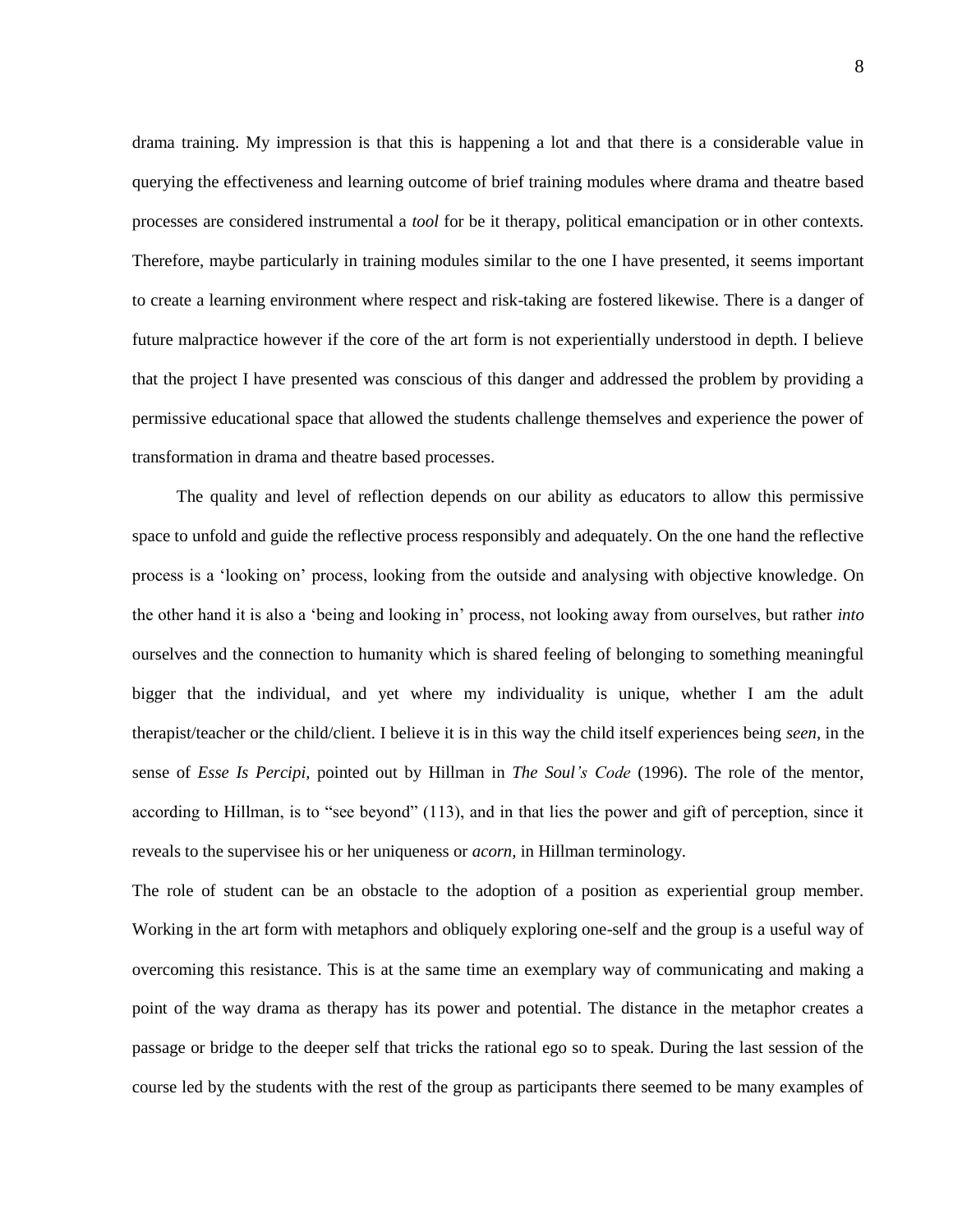drama training. My impression is that this is happening a lot and that there is a considerable value in querying the effectiveness and learning outcome of brief training modules where drama and theatre based processes are considered instrumental a *tool* for be it therapy, political emancipation or in other contexts. Therefore, maybe particularly in training modules similar to the one I have presented, it seems important to create a learning environment where respect and risk-taking are fostered likewise. There is a danger of future malpractice however if the core of the art form is not experientially understood in depth. I believe that the project I have presented was conscious of this danger and addressed the problem by providing a permissive educational space that allowed the students challenge themselves and experience the power of transformation in drama and theatre based processes.

The quality and level of reflection depends on our ability as educators to allow this permissive space to unfold and guide the reflective process responsibly and adequately. On the one hand the reflective process is a 'looking on' process, looking from the outside and analysing with objective knowledge. On the other hand it is also a 'being and looking in' process, not looking away from ourselves, but rather *into* ourselves and the connection to humanity which is shared feeling of belonging to something meaningful bigger that the individual, and yet where my individuality is unique, whether I am the adult therapist/teacher or the child/client. I believe it is in this way the child itself experiences being *seen*, in the sense of *Esse Is Percipi*, pointed out by Hillman in *The Soul's Code* (1996). The role of the mentor, according to Hillman, is to "see beyond" (113), and in that lies the power and gift of perception, since it reveals to the supervisee his or her uniqueness or *acorn*, in Hillman terminology.

The role of student can be an obstacle to the adoption of a position as experiential group member. Working in the art form with metaphors and obliquely exploring one-self and the group is a useful way of overcoming this resistance. This is at the same time an exemplary way of communicating and making a point of the way drama as therapy has its power and potential. The distance in the metaphor creates a passage or bridge to the deeper self that tricks the rational ego so to speak. During the last session of the course led by the students with the rest of the group as participants there seemed to be many examples of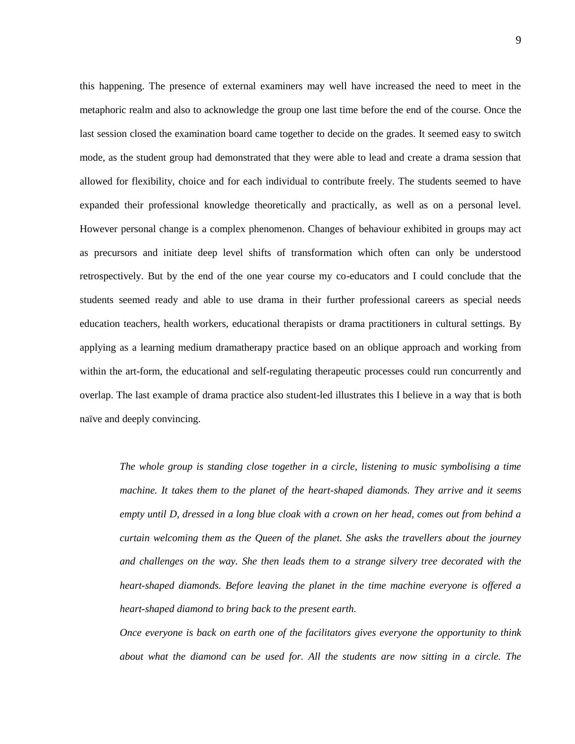this happening. The presence of external examiners may well have increased the need to meet in the metaphoric realm and also to acknowledge the group one last time before the end of the course. Once the last session closed the examination board came together to decide on the grades. It seemed easy to switch mode, as the student group had demonstrated that they were able to lead and create a drama session that allowed for flexibility, choice and for each individual to contribute freely. The students seemed to have expanded their professional knowledge theoretically and practically, as well as on a personal level. However personal change is a complex phenomenon. Changes of behaviour exhibited in groups may act as precursors and initiate deep level shifts of transformation which often can only be understood retrospectively. But by the end of the one year course my co-educators and I could conclude that the students seemed ready and able to use drama in their further professional careers as special needs education teachers, health workers, educational therapists or drama practitioners in cultural settings. By applying as a learning medium dramatherapy practice based on an oblique approach and working from within the art-form, the educational and self-regulating therapeutic processes could run concurrently and overlap. The last example of drama practice also student-led illustrates this I believe in a way that is both naïve and deeply convincing.

> *The whole group is standing close together in a circle, listening to music symbolising a time machine. It takes them to the planet of the heart-shaped diamonds. They arrive and it seems empty until D, dressed in a long blue cloak with a crown on her head, comes out from behind a curtain welcoming them as the Queen of the planet. She asks the travellers about the journey and challenges on the way. She then leads them to a strange silvery tree decorated with the heart-shaped diamonds. Before leaving the planet in the time machine everyone is offered a heart-shaped diamond to bring back to the present earth.*
>
> *Once everyone is back on earth one of the facilitators gives everyone the opportunity to think about what the diamond can be used for. All the students are now sitting in a circle. The*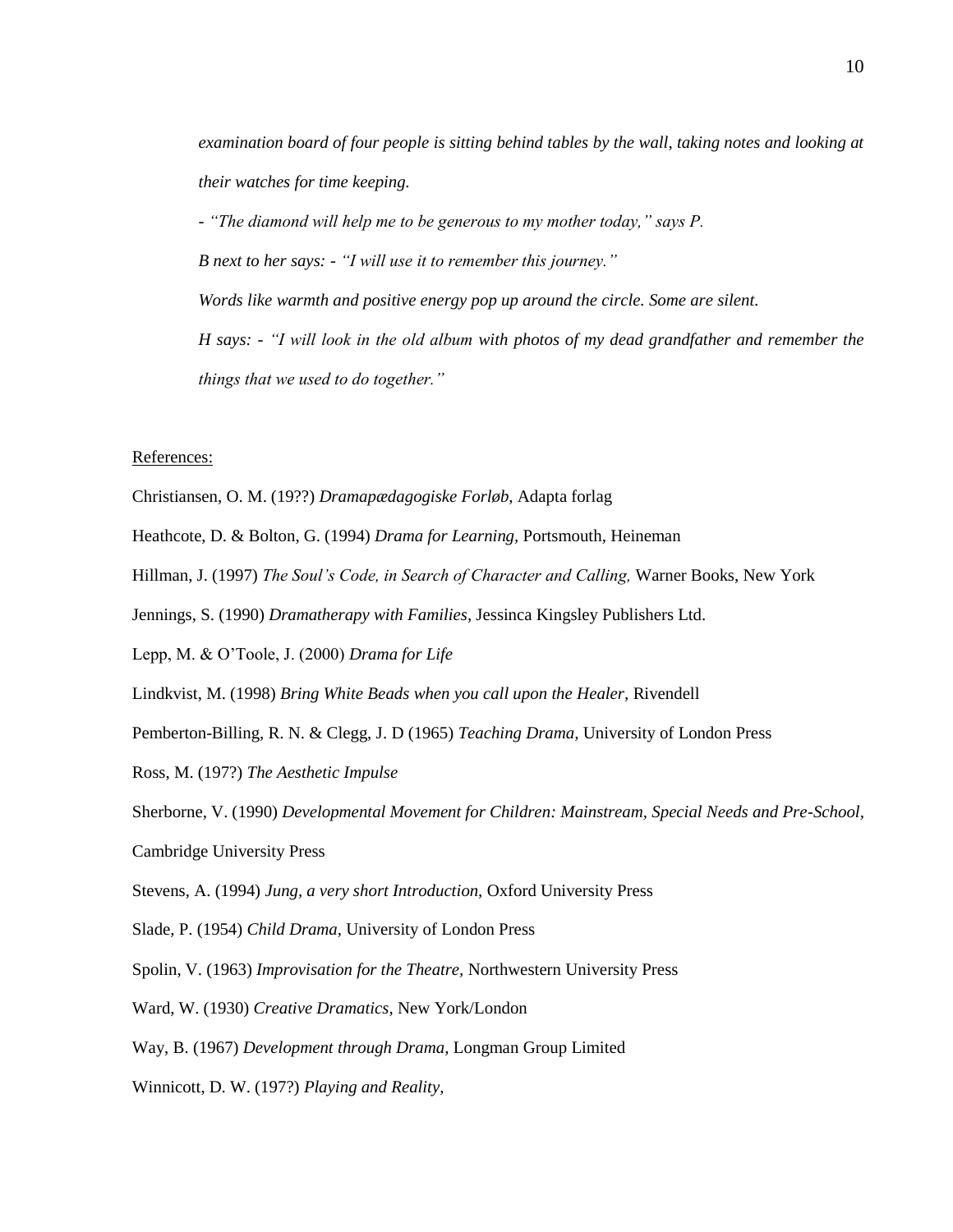*examination board of four people is sitting behind tables by the wall, taking notes and looking at their watches for time keeping.*

*- "The diamond will help me to be generous to my mother today," says P.*

*B next to her says: - "I will use it to remember this journey."*

*Words like warmth and positive energy pop up around the circle. Some are silent.*

*H says: - "I will look in the old album with photos of my dead grandfather and remember the things that we used to do together."*

References:

Christiansen, O. M. (19??) *Dramapædagogiske Forløb,* Adapta forlag

Heathcote, D. & Bolton, G. (1994) *Drama for Learning,* Portsmouth, Heineman

Hillman, J. (1997) *The Soul's Code, in Search of Character and Calling,* Warner Books, New York

Jennings, S. (1990) *Dramatherapy with Families,* Jessinca Kingsley Publishers Ltd.

Lepp, M. & O'Toole, J. (2000) *Drama for Life*

Lindkvist, M. (1998) *Bring White Beads when you call upon the Healer,* Rivendell

Pemberton-Billing, R. N. & Clegg, J. D (1965) *Teaching Drama,* University of London Press

Ross, M. (197?) *The Aesthetic Impulse*

Sherborne, V. (1990) *Developmental Movement for Children: Mainstream, Special Needs and Pre-School,* Cambridge University Press

Stevens, A. (1994) *Jung, a very short Introduction,* Oxford University Press

Slade, P. (1954) *Child Drama,* University of London Press

Spolin, V. (1963) *Improvisation for the Theatre,* Northwestern University Press

Ward, W. (1930) *Creative Dramatics,* New York/London

Way, B. (1967) *Development through Drama,* Longman Group Limited

Winnicott, D. W. (197?) *Playing and Reality,*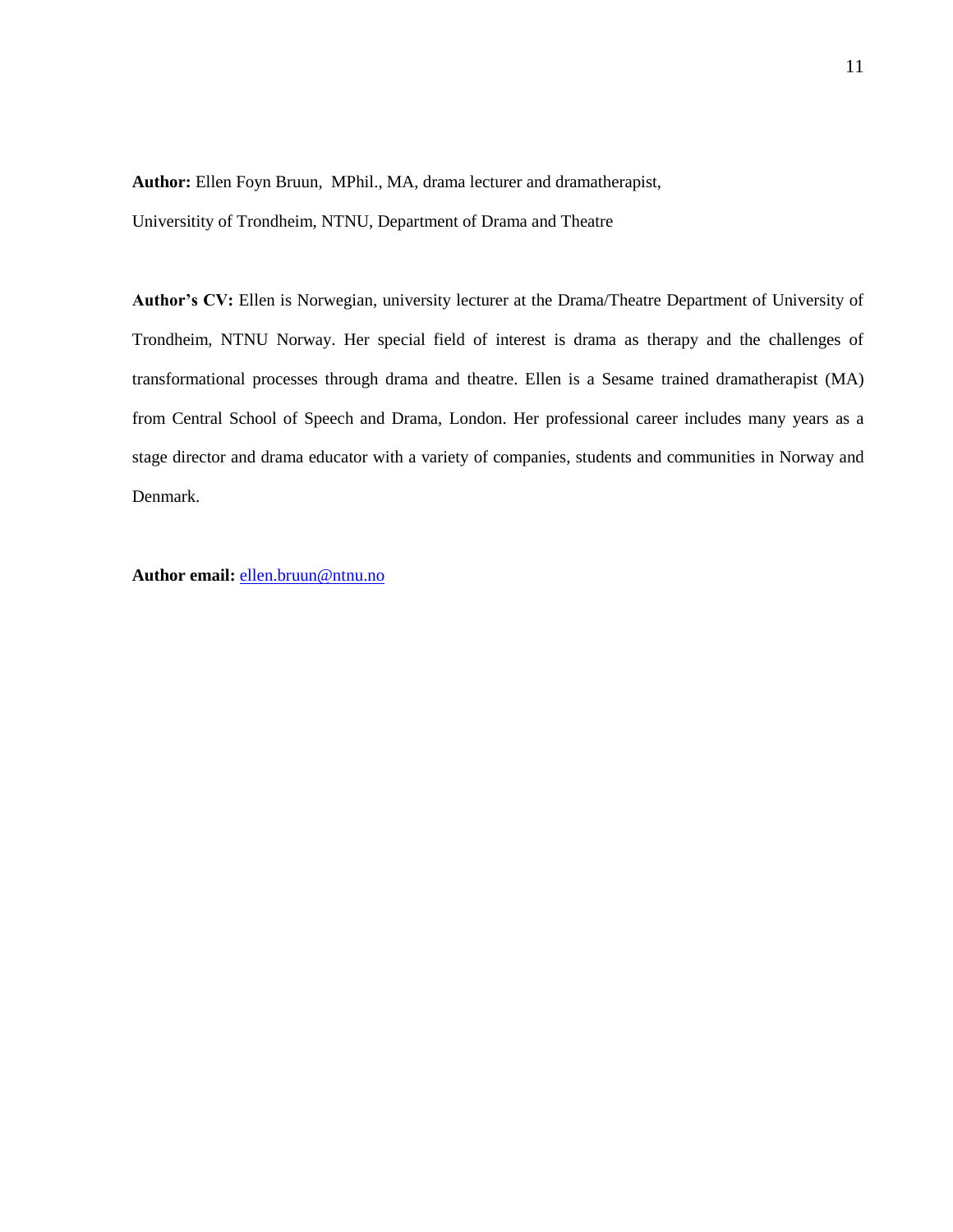**Author:** Ellen Foyn Bruun, MPhil., MA, drama lecturer and dramatherapist,

Universitity of Trondheim, NTNU, Department of Drama and Theatre

**Author's CV:** Ellen is Norwegian, university lecturer at the Drama/Theatre Department of University of Trondheim, NTNU Norway. Her special field of interest is drama as therapy and the challenges of transformational processes through drama and theatre. Ellen is a Sesame trained dramatherapist (MA) from Central School of Speech and Drama, London. Her professional career includes many years as a stage director and drama educator with a variety of companies, students and communities in Norway and Denmark.

**Author email:** ellen.bruun@ntnu.no